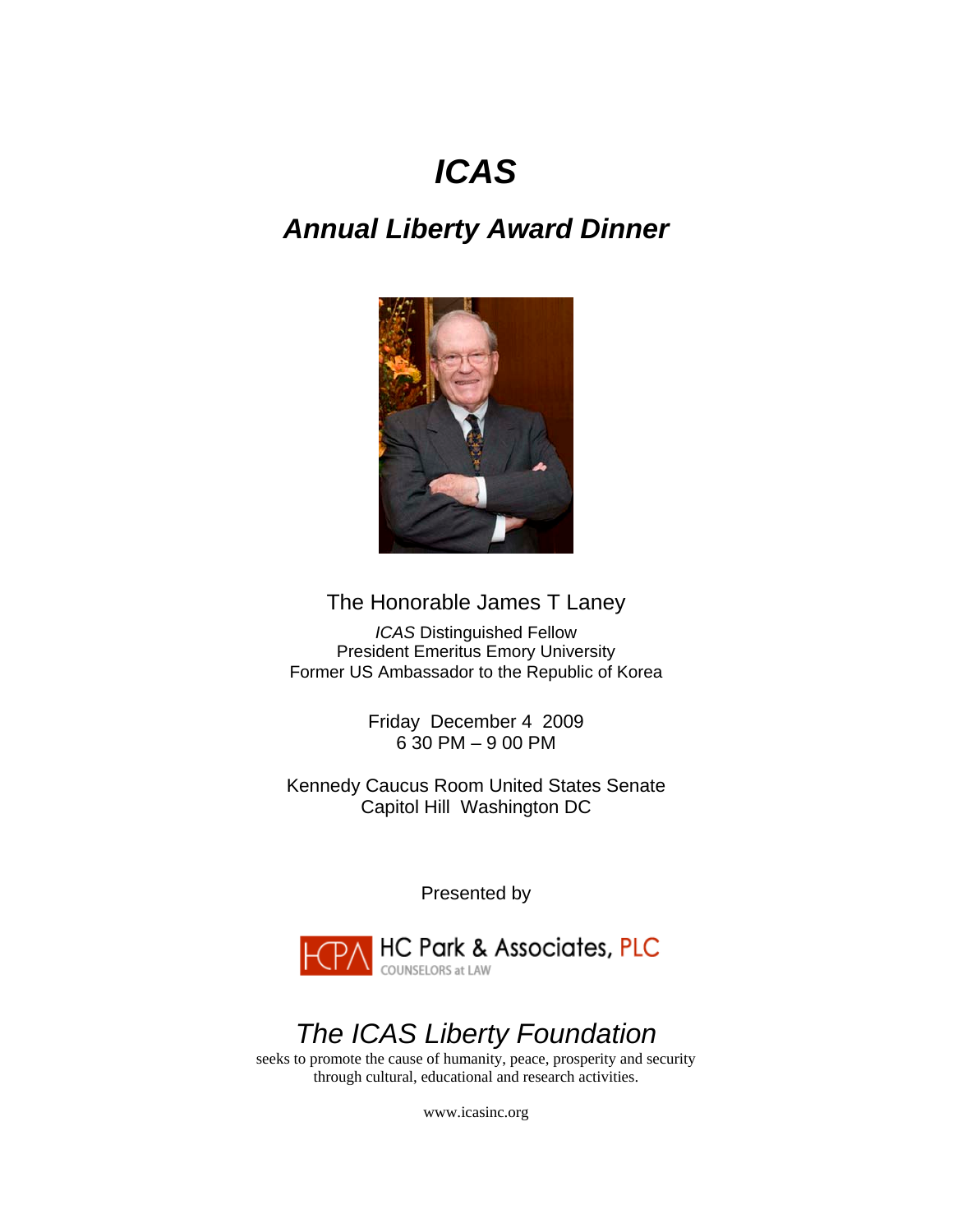# *ICAS*

## *Annual Liberty Award Dinner*

The Honorable James T Laney

*ICAS* Distinguished Fellow
President Emeritus Emory University
Former US Ambassador to the Republic of Korea

Friday December 4 2009
6 30 PM – 9 00 PM

Kennedy Caucus Room United States Senate
Capitol Hill Washington DC

Presented by

HCPA HC Park & Associates, PLC
COUNSELORS at LAW

## *The ICAS Liberty Foundation*

seeks to promote the cause of humanity, peace, prosperity and security through cultural, educational and research activities.

www.icasinc.org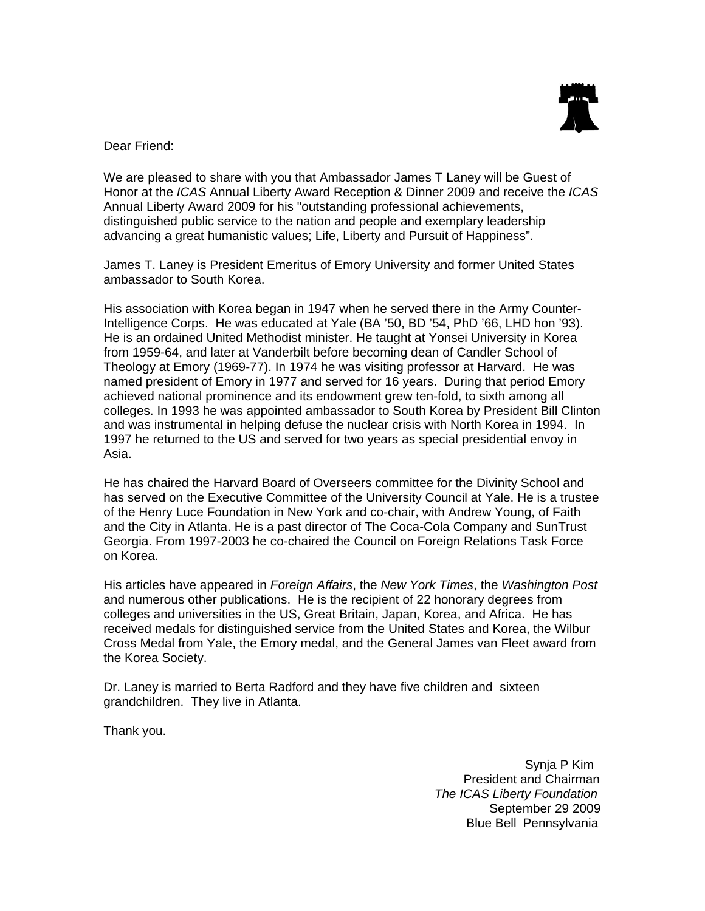Dear Friend:

We are pleased to share with you that Ambassador James T Laney will be Guest of Honor at the *ICAS* Annual Liberty Award Reception & Dinner 2009 and receive the *ICAS* Annual Liberty Award 2009 for his "outstanding professional achievements, distinguished public service to the nation and people and exemplary leadership advancing a great humanistic values; Life, Liberty and Pursuit of Happiness".

James T. Laney is President Emeritus of Emory University and former United States ambassador to South Korea.

His association with Korea began in 1947 when he served there in the Army Counter-Intelligence Corps. He was educated at Yale (BA '50, BD '54, PhD '66, LHD hon '93). He is an ordained United Methodist minister. He taught at Yonsei University in Korea from 1959-64, and later at Vanderbilt before becoming dean of Candler School of Theology at Emory (1969-77). In 1974 he was visiting professor at Harvard. He was named president of Emory in 1977 and served for 16 years. During that period Emory achieved national prominence and its endowment grew ten-fold, to sixth among all colleges. In 1993 he was appointed ambassador to South Korea by President Bill Clinton and was instrumental in helping defuse the nuclear crisis with North Korea in 1994. In 1997 he returned to the US and served for two years as special presidential envoy in Asia.

He has chaired the Harvard Board of Overseers committee for the Divinity School and has served on the Executive Committee of the University Council at Yale. He is a trustee of the Henry Luce Foundation in New York and co-chair, with Andrew Young, of Faith and the City in Atlanta. He is a past director of The Coca-Cola Company and SunTrust Georgia. From 1997-2003 he co-chaired the Council on Foreign Relations Task Force on Korea.

His articles have appeared in *Foreign Affairs*, the *New York Times*, the *Washington Post* and numerous other publications. He is the recipient of 22 honorary degrees from colleges and universities in the US, Great Britain, Japan, Korea, and Africa. He has received medals for distinguished service from the United States and Korea, the Wilbur Cross Medal from Yale, the Emory medal, and the General James van Fleet award from the Korea Society.

Dr. Laney is married to Berta Radford and they have five children and sixteen grandchildren. They live in Atlanta.

Thank you.

Synja P Kim
President and Chairman
*The ICAS Liberty Foundation*
September 29 2009
Blue Bell Pennsylvania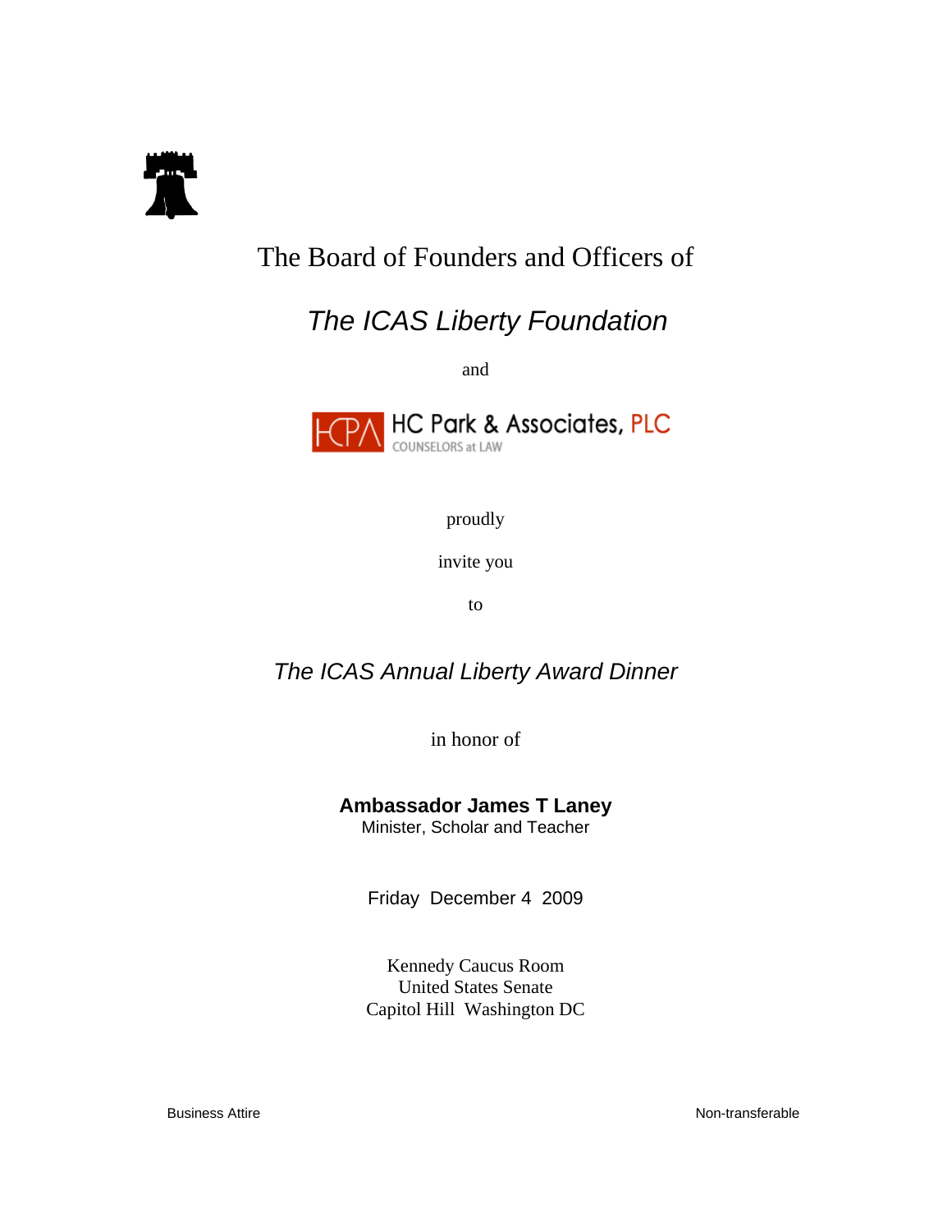The Board of Founders and Officers of

*The ICAS Liberty Foundation*

and

HCPA HC Park & Associates, PLC
COUNSELORS at LAW

proudly

invite you

to

*The ICAS Annual Liberty Award Dinner*

in honor of

**Ambassador James T Laney**
Minister, Scholar and Teacher

Friday December 4 2009

Kennedy Caucus Room
United States Senate
Capitol Hill Washington DC

Business Attire

Non-transferable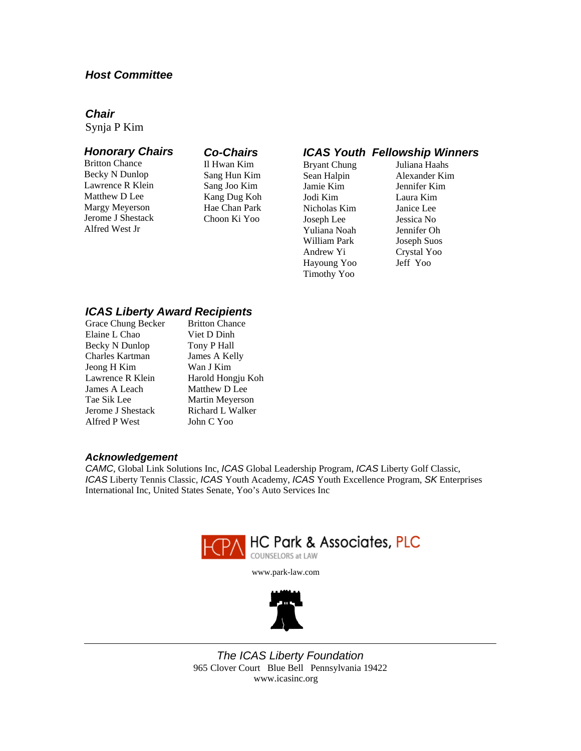### *Host Committee*

### *Chair*

Synja P Kim

### *Honorary Chairs*

Britton Chance
Becky N Dunlop
Lawrence R Klein
Matthew D Lee
Margy Meyerson
Jerome J Shestack
Alfred West Jr

### *Co-Chairs*

Il Hwan Kim
Sang Hun Kim
Sang Joo Kim
Kang Dug Koh
Hae Chan Park
Choon Ki Yoo

### *ICAS Youth Fellowship Winners*

Bryant Chung
Sean Halpin
Jamie Kim
Jodi Kim
Nicholas Kim
Joseph Lee
Yuliana Noah
William Park
Andrew Yi
Hayoung Yoo
Timothy Yoo
Juliana Haahs
Alexander Kim
Jennifer Kim
Laura Kim
Janice Lee
Jessica No
Jennifer Oh
Joseph Suos
Crystal Yoo
Jeff Yoo

### *ICAS Liberty Award Recipients*

Grace Chung Becker
Elaine L Chao
Becky N Dunlop
Charles Kartman
Jeong H Kim
Lawrence R Klein
James A Leach
Tae Sik Lee
Jerome J Shestack
Alfred P West
Britton Chance
Viet D Dinh
Tony P Hall
James A Kelly
Wan J Kim
Harold Hongju Koh
Matthew D Lee
Martin Meyerson
Richard L Walker
John C Yoo

### *Acknowledgement*

*CAMC*, Global Link Solutions Inc, *ICAS* Global Leadership Program, *ICAS* Liberty Golf Classic, *ICAS* Liberty Tennis Classic, *ICAS* Youth Academy, *ICAS* Youth Excellence Program, *SK* Enterprises International Inc, United States Senate, Yoo's Auto Services Inc

HCPA HC Park & Associates, PLC
COUNSELORS at LAW

www.park-law.com

---

*The ICAS Liberty Foundation*
965 Clover Court Blue Bell Pennsylvania 19422
www.icasinc.org